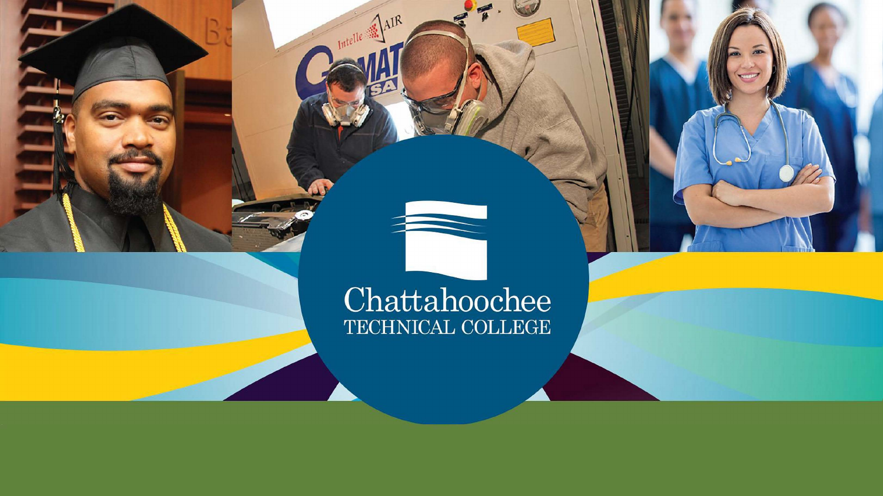# Chattahoochee
## TECHNICAL COLLEGE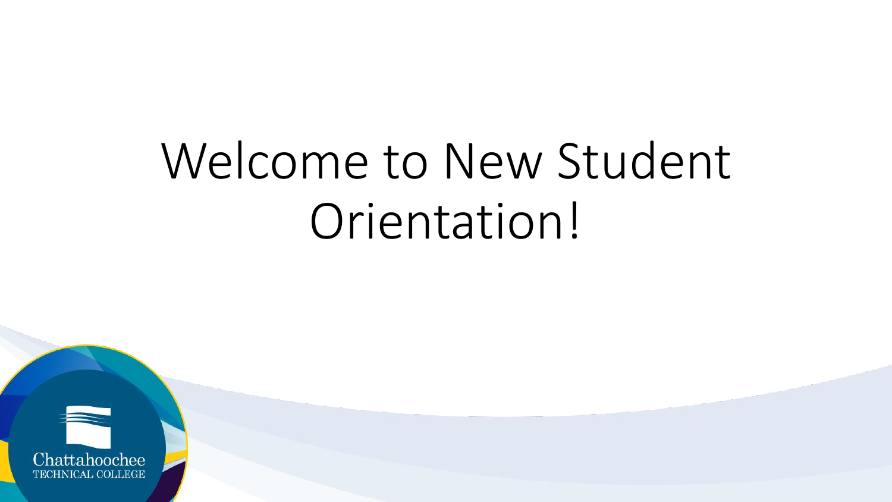# Welcome to New Student Orientation!

Chattahoochee
TECHNICAL COLLEGE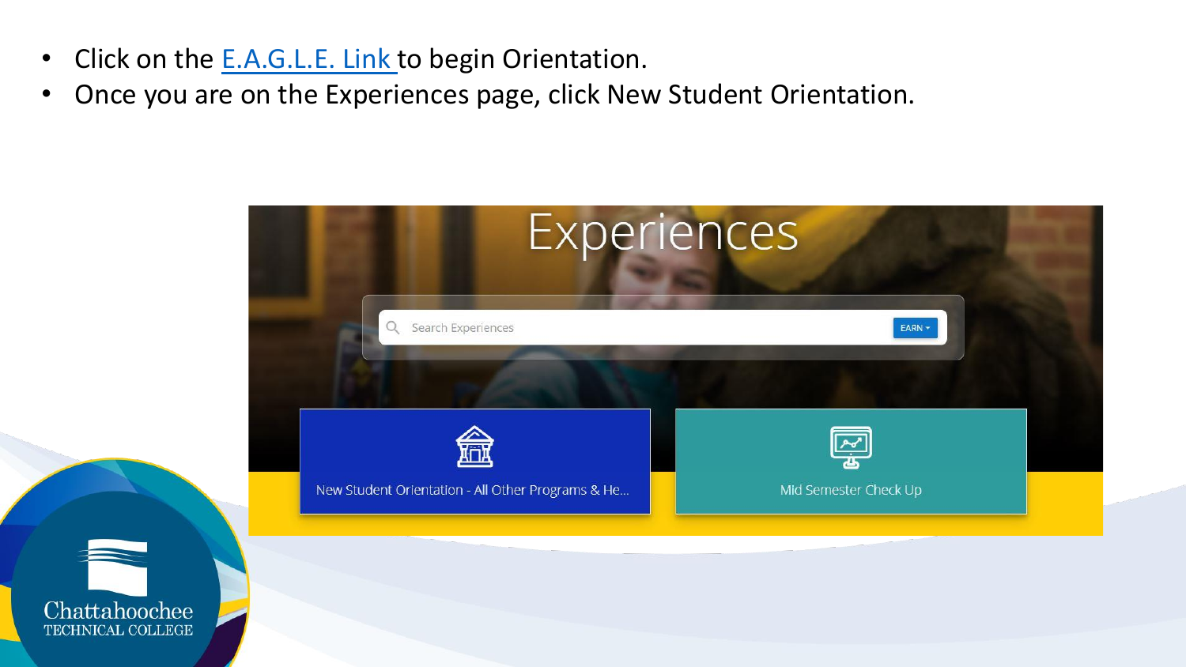- Click on the E.A.G.L.E. Link to begin Orientation.
- Once you are on the Experiences page, click New Student Orientation.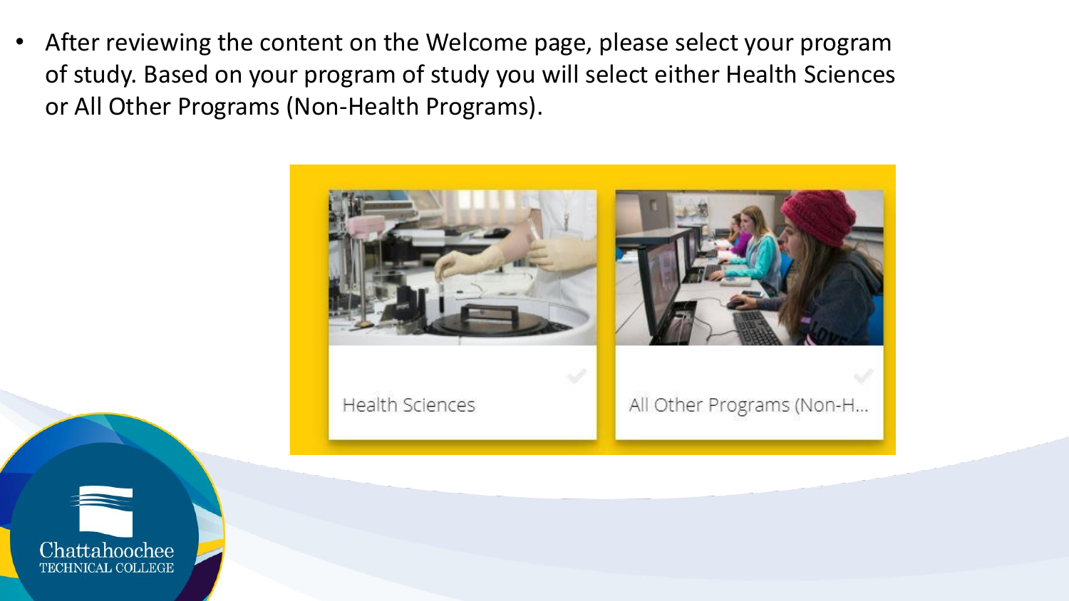- After reviewing the content on the Welcome page, please select your program of study. Based on your program of study you will select either Health Sciences or All Other Programs (Non-Health Programs).

Health Sciences

All Other Programs (Non-H...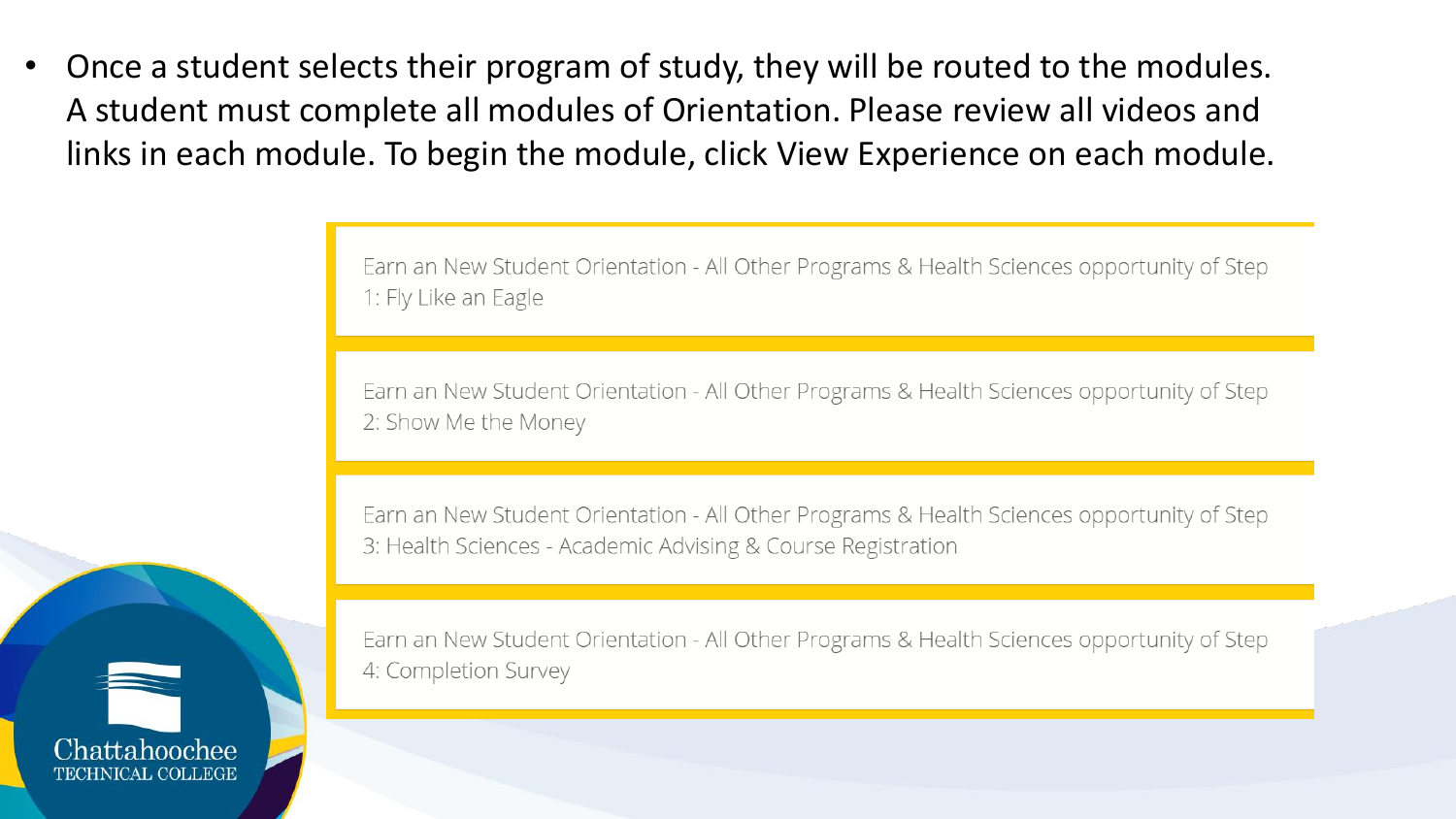- Once a student selects their program of study, they will be routed to the modules. A student must complete all modules of Orientation. Please review all videos and links in each module. To begin the module, click View Experience on each module.

Earn an New Student Orientation - All Other Programs & Health Sciences opportunity of Step 1: Fly Like an Eagle

Earn an New Student Orientation - All Other Programs & Health Sciences opportunity of Step 2: Show Me the Money

Earn an New Student Orientation - All Other Programs & Health Sciences opportunity of Step 3: Health Sciences - Academic Advising & Course Registration

Earn an New Student Orientation - All Other Programs & Health Sciences opportunity of Step 4: Completion Survey

Chattahoochee TECHNICAL COLLEGE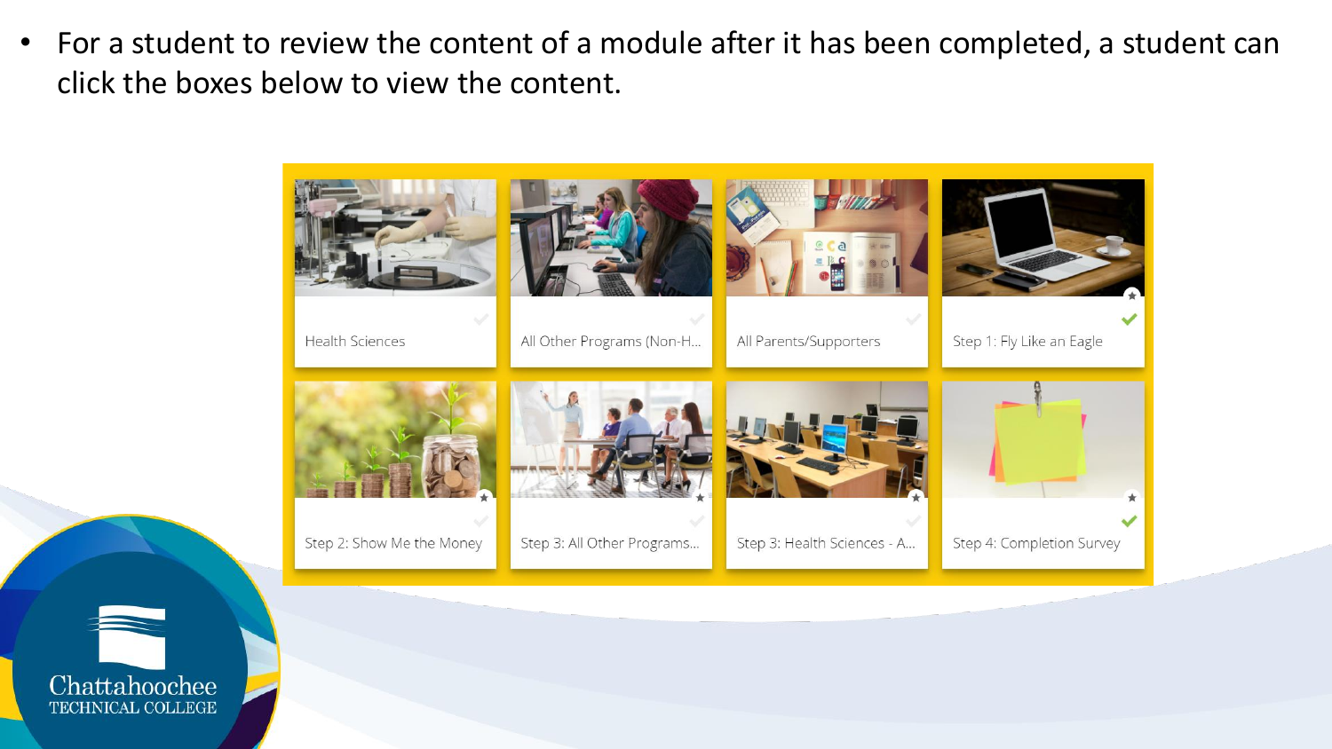- For a student to review the content of a module after it has been completed, a student can click the boxes below to view the content.

Health Sciences

All Other Programs (Non-H...

All Parents/Supporters

Step 1: Fly Like an Eagle

Step 2: Show Me the Money

Step 3: All Other Programs...

Step 3: Health Sciences - A...

Step 4: Completion Survey

Chattahoochee TECHNICAL COLLEGE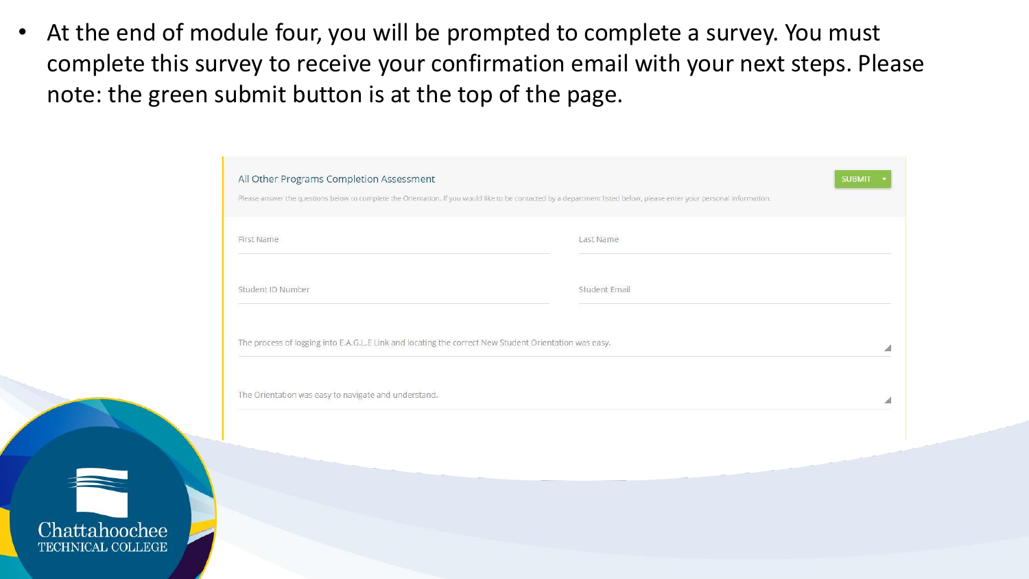- At the end of module four, you will be prompted to complete a survey. You must complete this survey to receive your confirmation email with your next steps. Please note: the green submit button is at the top of the page.

All Other Programs Completion Assessment

SUBMIT

Please answer the questions below to complete the Orientation. If you would like to be contacted by a department listed below, please enter your personal information.

First Name

Last Name

Student ID Number

Student Email

The process of logging into E.A.G.L.E Link and locating the correct New Student Orientation was easy.

The Orientation was easy to navigate and understand.

Chattahoochee TECHNICAL COLLEGE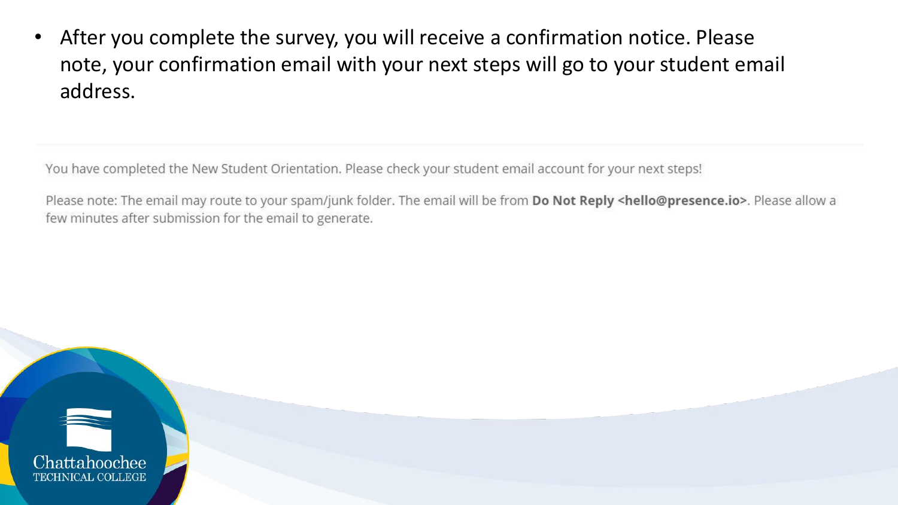- After you complete the survey, you will receive a confirmation notice. Please note, your confirmation email with your next steps will go to your student email address.

You have completed the New Student Orientation. Please check your student email account for your next steps!

Please note: The email may route to your spam/junk folder. The email will be from **Do Not Reply <hello@presence.io>**. Please allow a few minutes after submission for the email to generate.

Chattahoochee TECHNICAL COLLEGE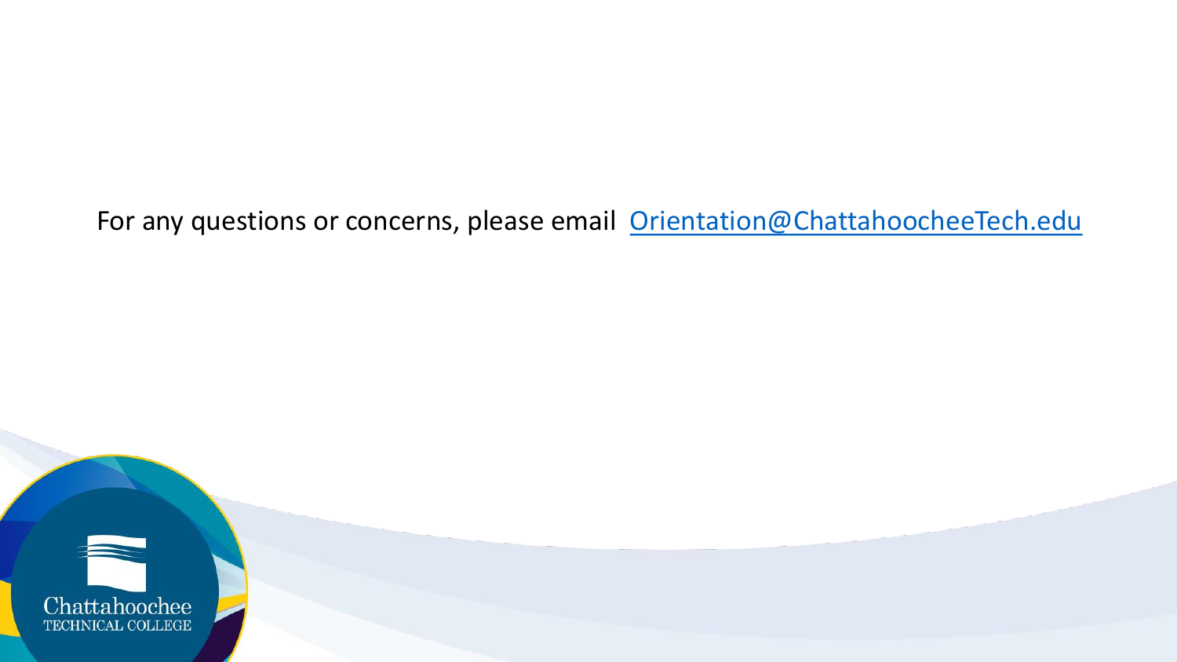For any questions or concerns, please email [Orientation@ChattahoocheeTech.edu](mailto:Orientation@ChattahoocheeTech.edu)

Chattahoochee
TECHNICAL COLLEGE